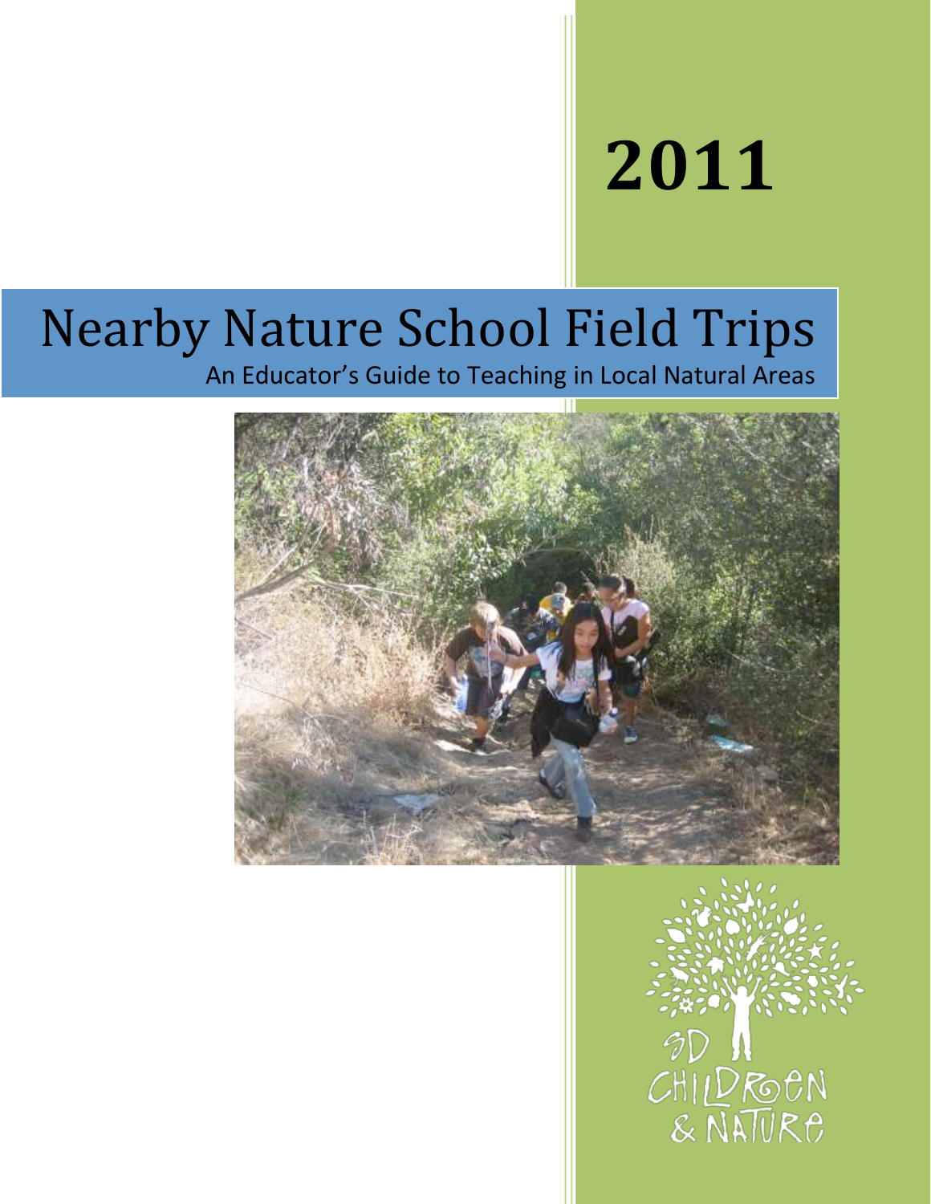2011

# Nearby Nature School Field Trips

An Educator's Guide to Teaching in Local Natural Areas

SD CHILDREN & NATURE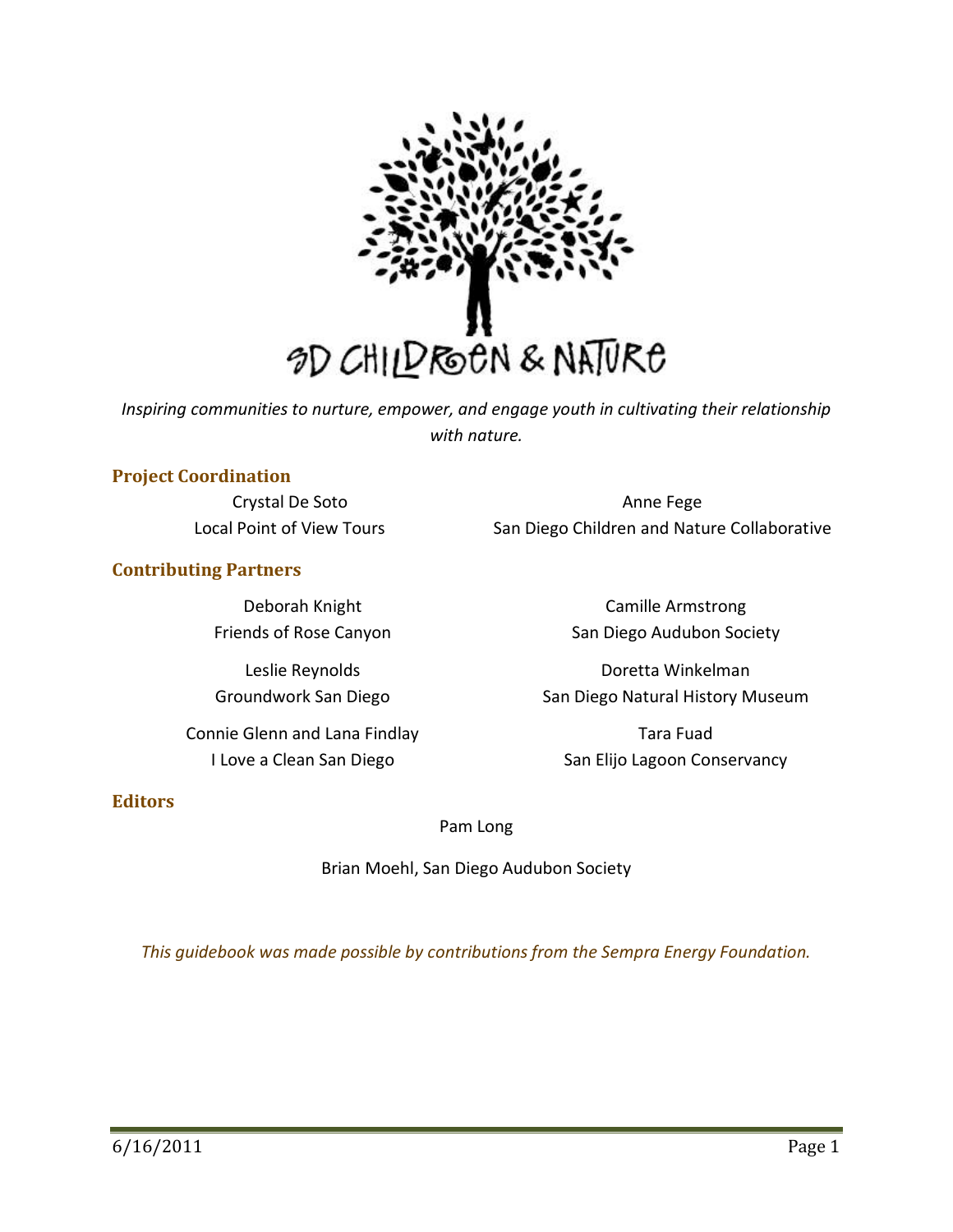SD CHILDREN & NATURE

*Inspiring communities to nurture, empower, and engage youth in cultivating their relationship with nature.*

## Project Coordination

Crystal De Soto
Local Point of View Tours

Anne Fege
San Diego Children and Nature Collaborative

## Contributing Partners

Deborah Knight
Friends of Rose Canyon

Leslie Reynolds
Groundwork San Diego

Connie Glenn and Lana Findlay
I Love a Clean San Diego

Camille Armstrong
San Diego Audubon Society

Doretta Winkelman
San Diego Natural History Museum

Tara Fuad
San Elijo Lagoon Conservancy

## Editors

Pam Long

Brian Moehl, San Diego Audubon Society

*This guidebook was made possible by contributions from the Sempra Energy Foundation.*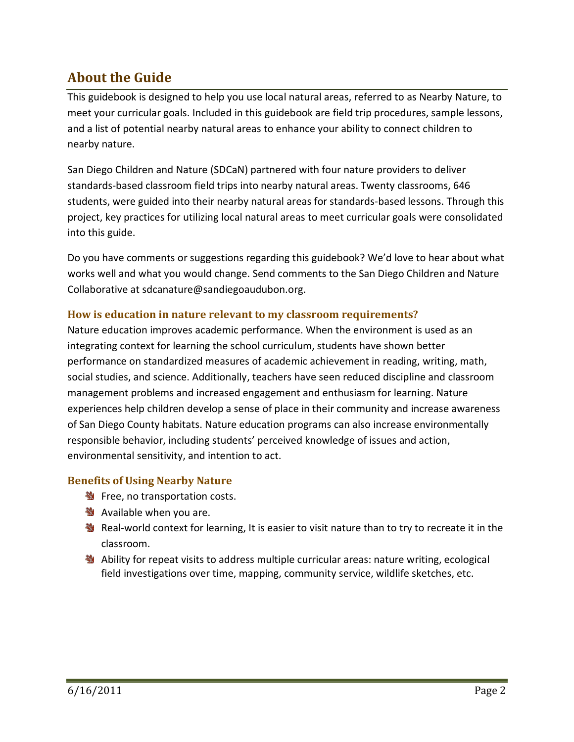## About the Guide

This guidebook is designed to help you use local natural areas, referred to as Nearby Nature, to meet your curricular goals. Included in this guidebook are field trip procedures, sample lessons, and a list of potential nearby natural areas to enhance your ability to connect children to nearby nature.

San Diego Children and Nature (SDCaN) partnered with four nature providers to deliver standards-based classroom field trips into nearby natural areas. Twenty classrooms, 646 students, were guided into their nearby natural areas for standards-based lessons. Through this project, key practices for utilizing local natural areas to meet curricular goals were consolidated into this guide.

Do you have comments or suggestions regarding this guidebook? We'd love to hear about what works well and what you would change. Send comments to the San Diego Children and Nature Collaborative at sdcanature@sandiegoaudubon.org.

### How is education in nature relevant to my classroom requirements?

Nature education improves academic performance. When the environment is used as an integrating context for learning the school curriculum, students have shown better performance on standardized measures of academic achievement in reading, writing, math, social studies, and science. Additionally, teachers have seen reduced discipline and classroom management problems and increased engagement and enthusiasm for learning. Nature experiences help children develop a sense of place in their community and increase awareness of San Diego County habitats. Nature education programs can also increase environmentally responsible behavior, including students' perceived knowledge of issues and action, environmental sensitivity, and intention to act.

### Benefits of Using Nearby Nature

- Free, no transportation costs.
- Available when you are.
- Real-world context for learning, It is easier to visit nature than to try to recreate it in the classroom.
- Ability for repeat visits to address multiple curricular areas: nature writing, ecological field investigations over time, mapping, community service, wildlife sketches, etc.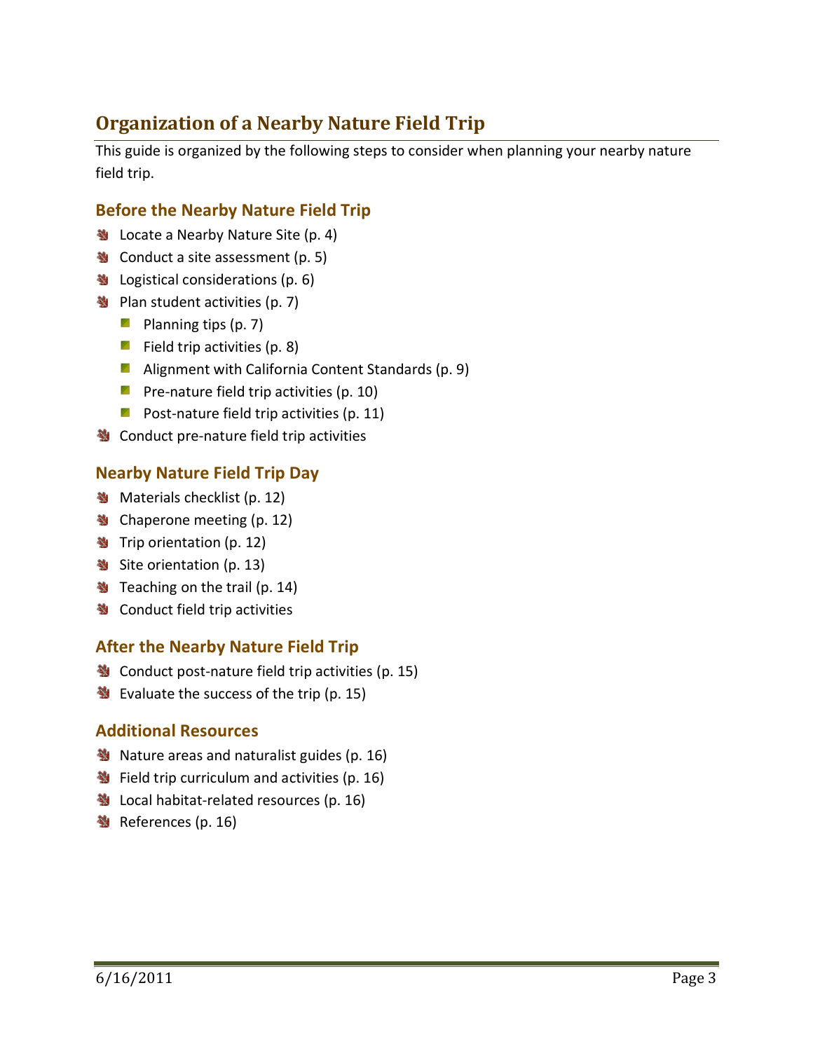# Organization of a Nearby Nature Field Trip

This guide is organized by the following steps to consider when planning your nearby nature field trip.

## Before the Nearby Nature Field Trip

- Locate a Nearby Nature Site (p. 4)
- Conduct a site assessment (p. 5)
- Logistical considerations (p. 6)
- Plan student activities (p. 7)
  - Planning tips (p. 7)
  - Field trip activities (p. 8)
  - Alignment with California Content Standards (p. 9)
  - Pre-nature field trip activities (p. 10)
  - Post-nature field trip activities (p. 11)
- Conduct pre-nature field trip activities

## Nearby Nature Field Trip Day

- Materials checklist (p. 12)
- Chaperone meeting (p. 12)
- Trip orientation (p. 12)
- Site orientation (p. 13)
- Teaching on the trail (p. 14)
- Conduct field trip activities

## After the Nearby Nature Field Trip

- Conduct post-nature field trip activities (p. 15)
- Evaluate the success of the trip (p. 15)

## Additional Resources

- Nature areas and naturalist guides (p. 16)
- Field trip curriculum and activities (p. 16)
- Local habitat-related resources (p. 16)
- References (p. 16)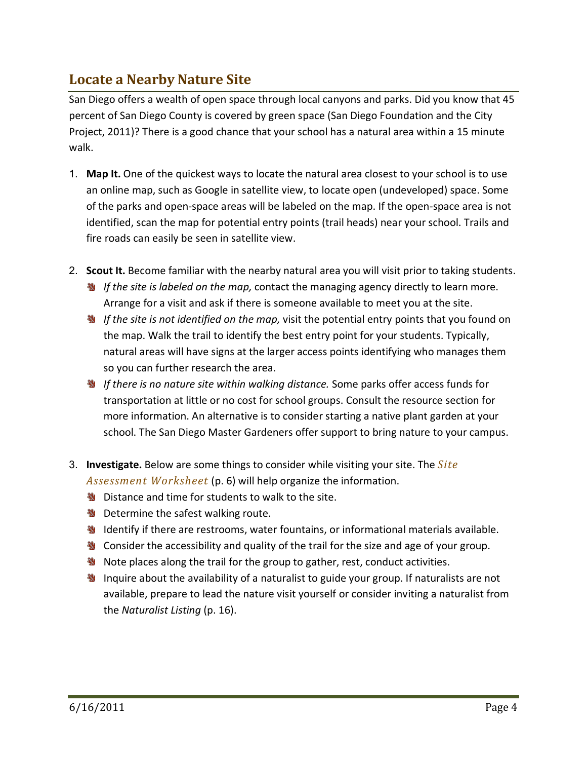## Locate a Nearby Nature Site

San Diego offers a wealth of open space through local canyons and parks. Did you know that 45 percent of San Diego County is covered by green space (San Diego Foundation and the City Project, 2011)? There is a good chance that your school has a natural area within a 15 minute walk.

1. **Map It.** One of the quickest ways to locate the natural area closest to your school is to use an online map, such as Google in satellite view, to locate open (undeveloped) space. Some of the parks and open-space areas will be labeled on the map. If the open-space area is not identified, scan the map for potential entry points (trail heads) near your school. Trails and fire roads can easily be seen in satellite view.

2. **Scout It.** Become familiar with the nearby natural area you will visit prior to taking students.
   - *If the site is labeled on the map,* contact the managing agency directly to learn more. Arrange for a visit and ask if there is someone available to meet you at the site.
   - *If the site is not identified on the map,* visit the potential entry points that you found on the map. Walk the trail to identify the best entry point for your students. Typically, natural areas will have signs at the larger access points identifying who manages them so you can further research the area.
   - *If there is no nature site within walking distance.* Some parks offer access funds for transportation at little or no cost for school groups. Consult the resource section for more information. An alternative is to consider starting a native plant garden at your school. The San Diego Master Gardeners offer support to bring nature to your campus.

3. **Investigate.** Below are some things to consider while visiting your site. The *Site Assessment Worksheet* (p. 6) will help organize the information.
   - Distance and time for students to walk to the site.
   - Determine the safest walking route.
   - Identify if there are restrooms, water fountains, or informational materials available.
   - Consider the accessibility and quality of the trail for the size and age of your group.
   - Note places along the trail for the group to gather, rest, conduct activities.
   - Inquire about the availability of a naturalist to guide your group. If naturalists are not available, prepare to lead the nature visit yourself or consider inviting a naturalist from the *Naturalist Listing* (p. 16).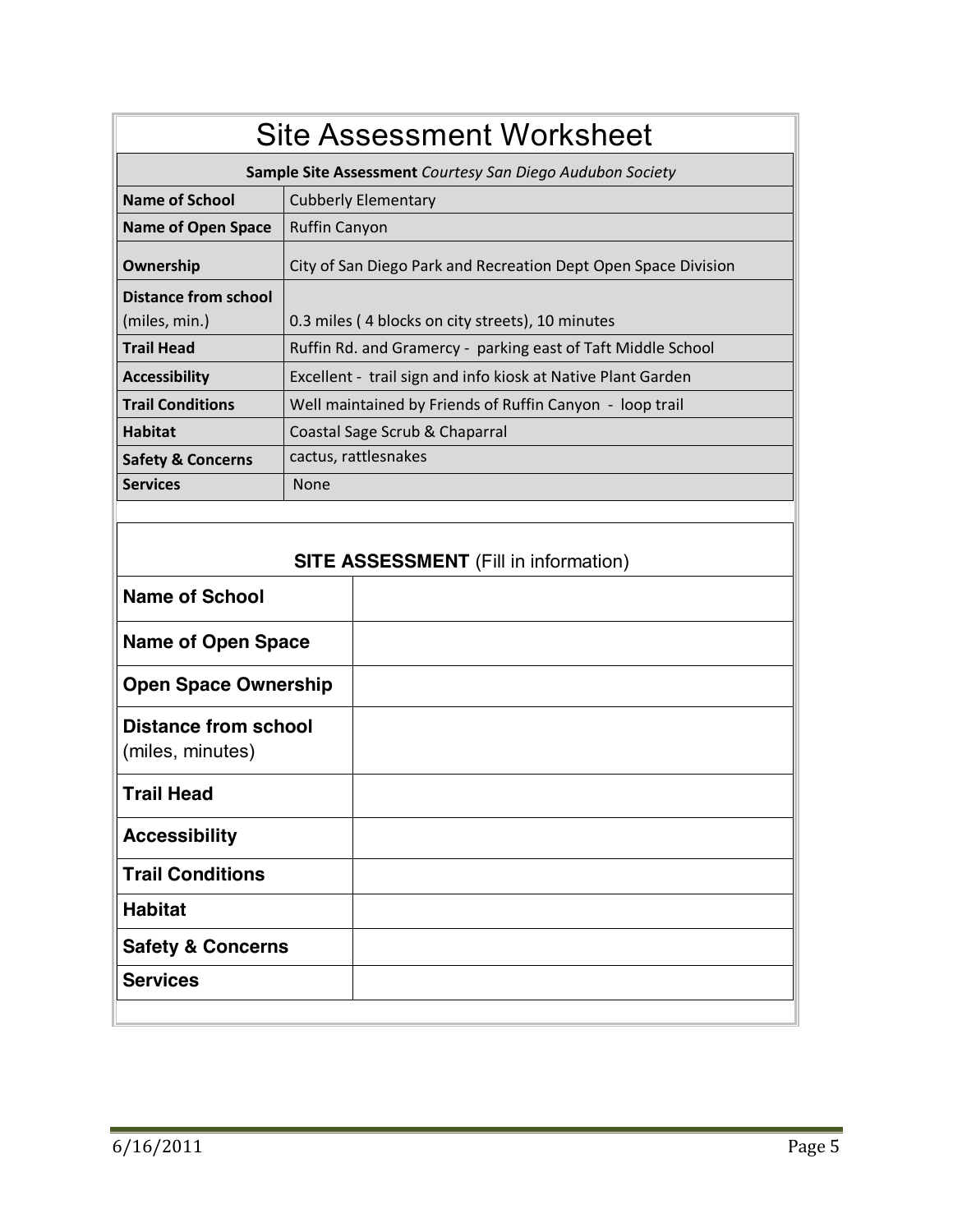# Site Assessment Worksheet

| **Sample Site Assessment** *Courtesy San Diego Audubon Society* | |
|---|---|
| **Name of School** | Cubberly Elementary |
| **Name of Open Space** | Ruffin Canyon |
| **Ownership** | City of San Diego Park and Recreation Dept Open Space Division |
| **Distance from school** (miles, min.) | 0.3 miles ( 4 blocks on city streets), 10 minutes |
| **Trail Head** | Ruffin Rd. and Gramercy - parking east of Taft Middle School |
| **Accessibility** | Excellent - trail sign and info kiosk at Native Plant Garden |
| **Trail Conditions** | Well maintained by Friends of Ruffin Canyon - loop trail |
| **Habitat** | Coastal Sage Scrub & Chaparral |
| **Safety & Concerns** | cactus, rattlesnakes |
| **Services** | None |

| **SITE ASSESSMENT** (Fill in information) | |
|---|---|
| **Name of School** | |
| **Name of Open Space** | |
| **Open Space Ownership** | |
| **Distance from school** (miles, minutes) | |
| **Trail Head** | |
| **Accessibility** | |
| **Trail Conditions** | |
| **Habitat** | |
| **Safety & Concerns** | |
| **Services** | |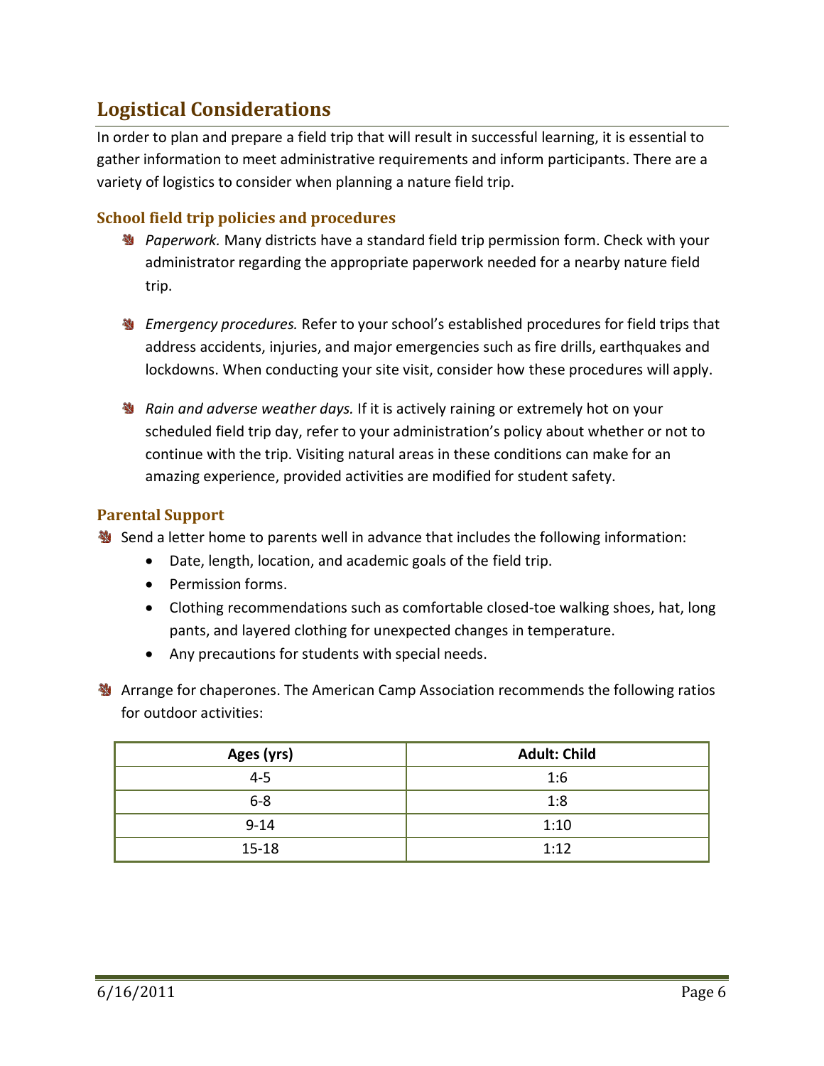## Logistical Considerations

In order to plan and prepare a field trip that will result in successful learning, it is essential to gather information to meet administrative requirements and inform participants. There are a variety of logistics to consider when planning a nature field trip.

### School field trip policies and procedures

- *Paperwork.* Many districts have a standard field trip permission form. Check with your administrator regarding the appropriate paperwork needed for a nearby nature field trip.

- *Emergency procedures.* Refer to your school's established procedures for field trips that address accidents, injuries, and major emergencies such as fire drills, earthquakes and lockdowns. When conducting your site visit, consider how these procedures will apply.

- *Rain and adverse weather days.* If it is actively raining or extremely hot on your scheduled field trip day, refer to your administration's policy about whether or not to continue with the trip. Visiting natural areas in these conditions can make for an amazing experience, provided activities are modified for student safety.

### Parental Support

- Send a letter home to parents well in advance that includes the following information:
    - Date, length, location, and academic goals of the field trip.
    - Permission forms.
    - Clothing recommendations such as comfortable closed-toe walking shoes, hat, long pants, and layered clothing for unexpected changes in temperature.
    - Any precautions for students with special needs.

- Arrange for chaperones. The American Camp Association recommends the following ratios for outdoor activities:

| Ages (yrs) | Adult: Child |
|---|---|
| 4-5 | 1:6 |
| 6-8 | 1:8 |
| 9-14 | 1:10 |
| 15-18 | 1:12 |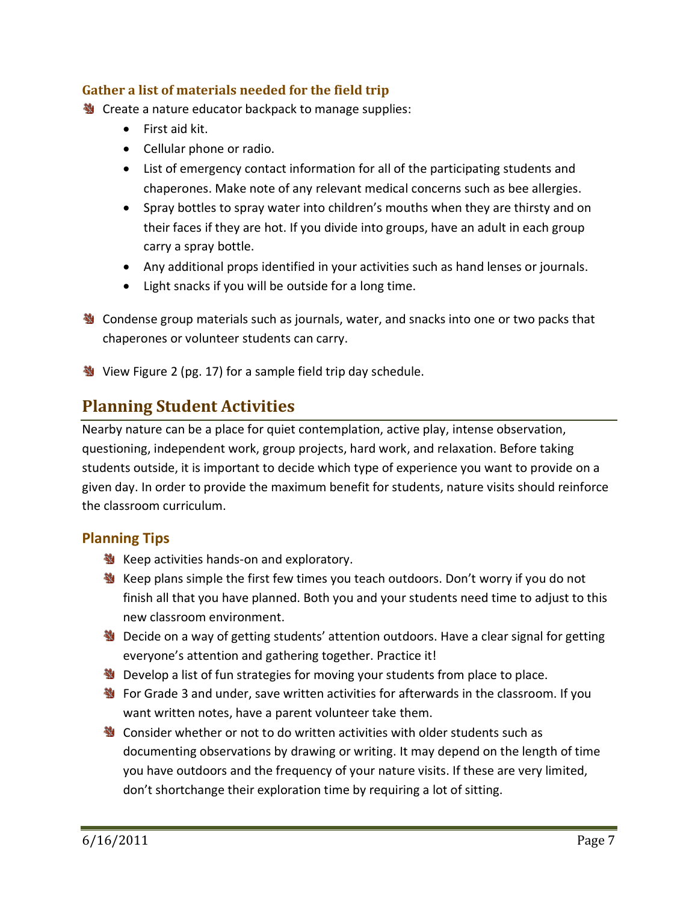### Gather a list of materials needed for the field trip

- Create a nature educator backpack to manage supplies:
    - First aid kit.
    - Cellular phone or radio.
    - List of emergency contact information for all of the participating students and chaperones. Make note of any relevant medical concerns such as bee allergies.
    - Spray bottles to spray water into children's mouths when they are thirsty and on their faces if they are hot. If you divide into groups, have an adult in each group carry a spray bottle.
    - Any additional props identified in your activities such as hand lenses or journals.
    - Light snacks if you will be outside for a long time.

- Condense group materials such as journals, water, and snacks into one or two packs that chaperones or volunteer students can carry.

- View Figure 2 (pg. 17) for a sample field trip day schedule.

## Planning Student Activities

Nearby nature can be a place for quiet contemplation, active play, intense observation, questioning, independent work, group projects, hard work, and relaxation. Before taking students outside, it is important to decide which type of experience you want to provide on a given day. In order to provide the maximum benefit for students, nature visits should reinforce the classroom curriculum.

### Planning Tips

- Keep activities hands-on and exploratory.
- Keep plans simple the first few times you teach outdoors. Don't worry if you do not finish all that you have planned. Both you and your students need time to adjust to this new classroom environment.
- Decide on a way of getting students' attention outdoors. Have a clear signal for getting everyone's attention and gathering together. Practice it!
- Develop a list of fun strategies for moving your students from place to place.
- For Grade 3 and under, save written activities for afterwards in the classroom. If you want written notes, have a parent volunteer take them.
- Consider whether or not to do written activities with older students such as documenting observations by drawing or writing. It may depend on the length of time you have outdoors and the frequency of your nature visits. If these are very limited, don't shortchange their exploration time by requiring a lot of sitting.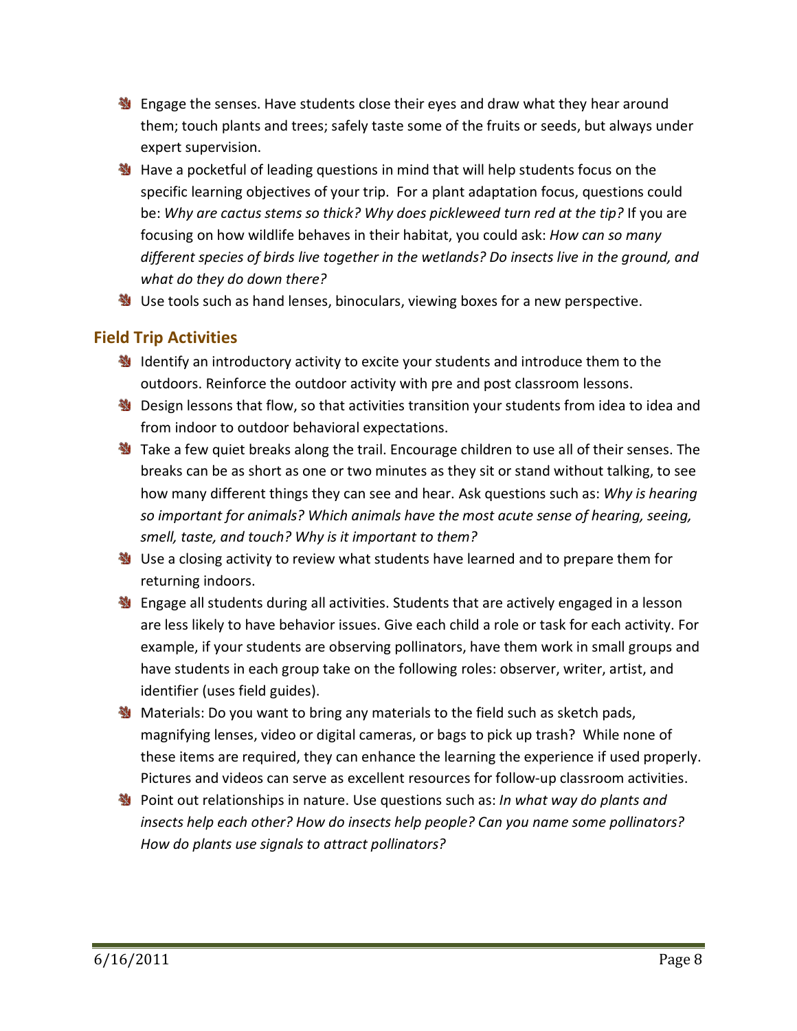- Engage the senses. Have students close their eyes and draw what they hear around them; touch plants and trees; safely taste some of the fruits or seeds, but always under expert supervision.
- Have a pocketful of leading questions in mind that will help students focus on the specific learning objectives of your trip. For a plant adaptation focus, questions could be: *Why are cactus stems so thick? Why does pickleweed turn red at the tip?* If you are focusing on how wildlife behaves in their habitat, you could ask: *How can so many different species of birds live together in the wetlands? Do insects live in the ground, and what do they do down there?*
- Use tools such as hand lenses, binoculars, viewing boxes for a new perspective.

## Field Trip Activities

- Identify an introductory activity to excite your students and introduce them to the outdoors. Reinforce the outdoor activity with pre and post classroom lessons.
- Design lessons that flow, so that activities transition your students from idea to idea and from indoor to outdoor behavioral expectations.
- Take a few quiet breaks along the trail. Encourage children to use all of their senses. The breaks can be as short as one or two minutes as they sit or stand without talking, to see how many different things they can see and hear. Ask questions such as: *Why is hearing so important for animals? Which animals have the most acute sense of hearing, seeing, smell, taste, and touch? Why is it important to them?*
- Use a closing activity to review what students have learned and to prepare them for returning indoors.
- Engage all students during all activities. Students that are actively engaged in a lesson are less likely to have behavior issues. Give each child a role or task for each activity. For example, if your students are observing pollinators, have them work in small groups and have students in each group take on the following roles: observer, writer, artist, and identifier (uses field guides).
- Materials: Do you want to bring any materials to the field such as sketch pads, magnifying lenses, video or digital cameras, or bags to pick up trash? While none of these items are required, they can enhance the learning the experience if used properly. Pictures and videos can serve as excellent resources for follow-up classroom activities.
- Point out relationships in nature. Use questions such as: *In what way do plants and insects help each other? How do insects help people? Can you name some pollinators? How do plants use signals to attract pollinators?*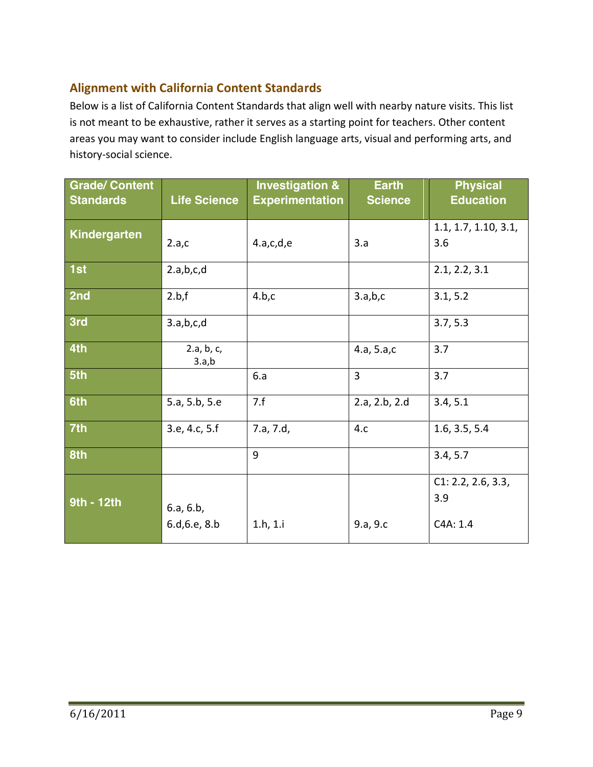## Alignment with California Content Standards

Below is a list of California Content Standards that align well with nearby nature visits. This list is not meant to be exhaustive, rather it serves as a starting point for teachers. Other content areas you may want to consider include English language arts, visual and performing arts, and history-social science.

| Grade/ Content Standards | Life Science | Investigation & Experimentation | Earth Science | Physical Education |
|---|---|---|---|---|
| Kindergarten | 2.a,c | 4.a,c,d,e | 3.a | 1.1, 1.7, 1.10, 3.1, 3.6 |
| 1st | 2.a,b,c,d | | | 2.1, 2.2, 3.1 |
| 2nd | 2.b,f | 4.b,c | 3.a,b,c | 3.1, 5.2 |
| 3rd | 3.a,b,c,d | | | 3.7, 5.3 |
| 4th | 2.a, b, c, 3.a,b | | 4.a, 5.a,c | 3.7 |
| 5th | | 6.a | 3 | 3.7 |
| 6th | 5.a, 5.b, 5.e | 7.f | 2.a, 2.b, 2.d | 3.4, 5.1 |
| 7th | 3.e, 4.c, 5.f | 7.a, 7.d, | 4.c | 1.6, 3.5, 5.4 |
| 8th | | 9 | | 3.4, 5.7 |
| 9th - 12th | 6.a, 6.b, 6.d,6.e, 8.b | 1.h, 1.i | 9.a, 9.c | C1: 2.2, 2.6, 3.3, 3.9<br>C4A: 1.4 |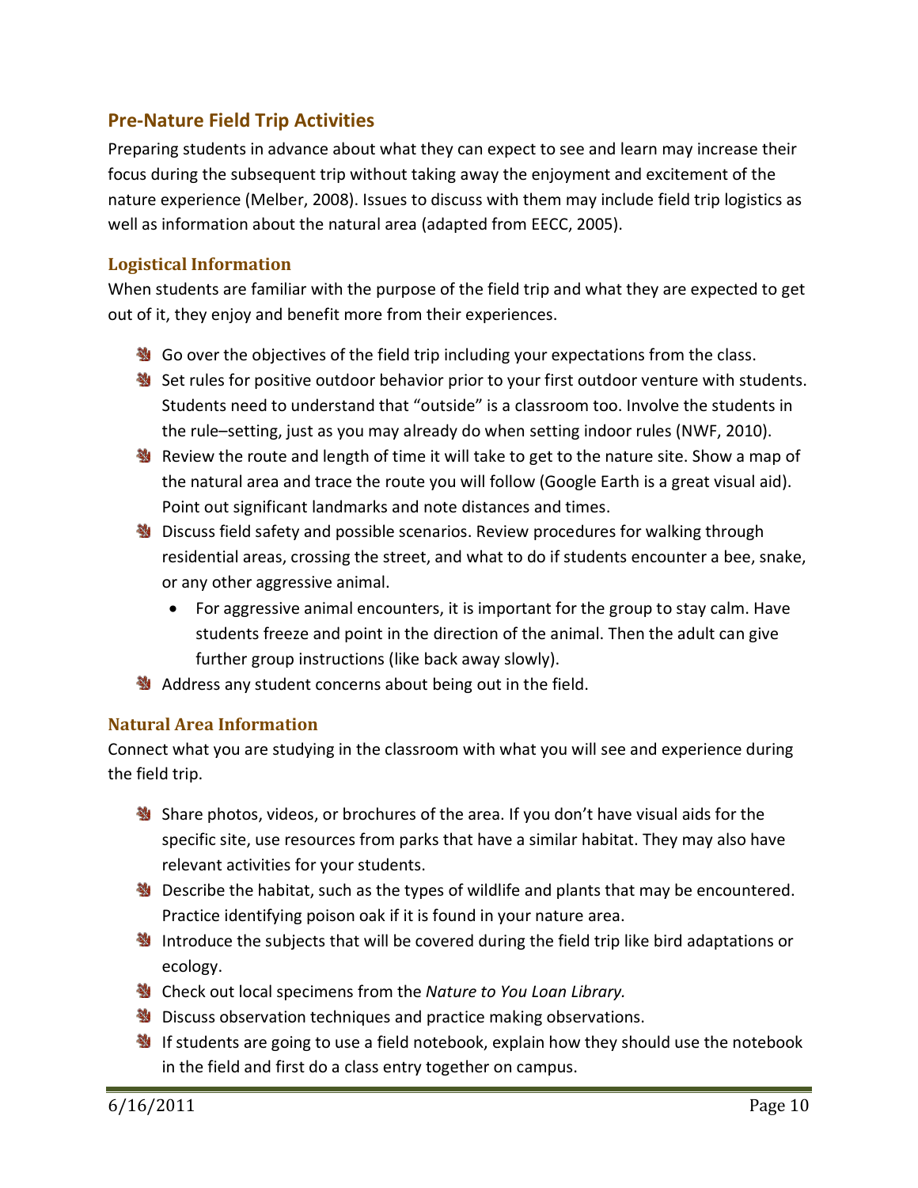## Pre-Nature Field Trip Activities

Preparing students in advance about what they can expect to see and learn may increase their focus during the subsequent trip without taking away the enjoyment and excitement of the nature experience (Melber, 2008). Issues to discuss with them may include field trip logistics as well as information about the natural area (adapted from EECC, 2005).

### Logistical Information

When students are familiar with the purpose of the field trip and what they are expected to get out of it, they enjoy and benefit more from their experiences.

- Go over the objectives of the field trip including your expectations from the class.
- Set rules for positive outdoor behavior prior to your first outdoor venture with students. Students need to understand that "outside" is a classroom too. Involve the students in the rule–setting, just as you may already do when setting indoor rules (NWF, 2010).
- Review the route and length of time it will take to get to the nature site. Show a map of the natural area and trace the route you will follow (Google Earth is a great visual aid). Point out significant landmarks and note distances and times.
- Discuss field safety and possible scenarios. Review procedures for walking through residential areas, crossing the street, and what to do if students encounter a bee, snake, or any other aggressive animal.
  - For aggressive animal encounters, it is important for the group to stay calm. Have students freeze and point in the direction of the animal. Then the adult can give further group instructions (like back away slowly).
- Address any student concerns about being out in the field.

### Natural Area Information

Connect what you are studying in the classroom with what you will see and experience during the field trip.

- Share photos, videos, or brochures of the area. If you don't have visual aids for the specific site, use resources from parks that have a similar habitat. They may also have relevant activities for your students.
- Describe the habitat, such as the types of wildlife and plants that may be encountered. Practice identifying poison oak if it is found in your nature area.
- Introduce the subjects that will be covered during the field trip like bird adaptations or ecology.
- Check out local specimens from the *Nature to You Loan Library.*
- Discuss observation techniques and practice making observations.
- If students are going to use a field notebook, explain how they should use the notebook in the field and first do a class entry together on campus.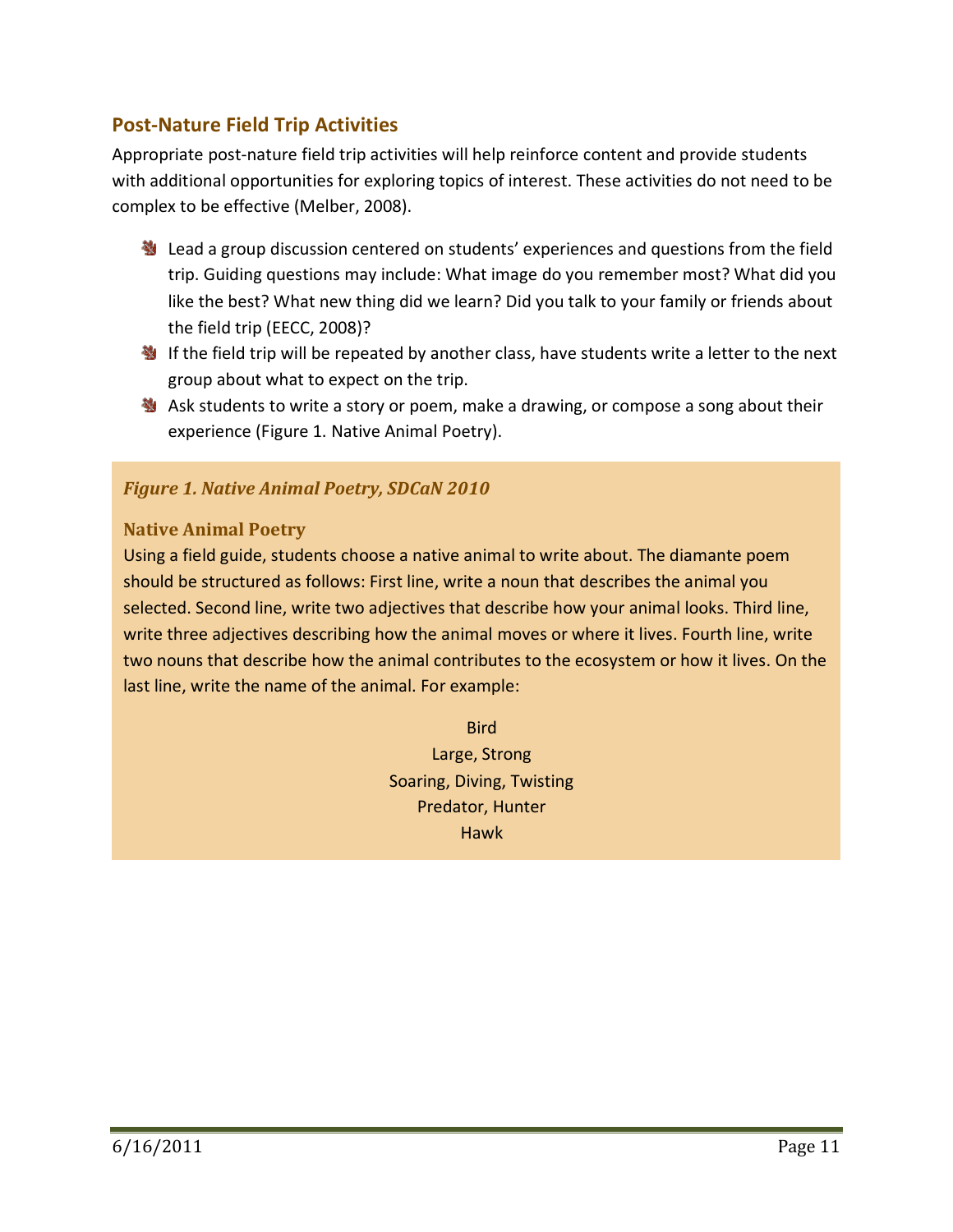## Post-Nature Field Trip Activities

Appropriate post-nature field trip activities will help reinforce content and provide students with additional opportunities for exploring topics of interest. These activities do not need to be complex to be effective (Melber, 2008).

- Lead a group discussion centered on students' experiences and questions from the field trip. Guiding questions may include: What image do you remember most? What did you like the best? What new thing did we learn? Did you talk to your family or friends about the field trip (EECC, 2008)?
- If the field trip will be repeated by another class, have students write a letter to the next group about what to expect on the trip.
- Ask students to write a story or poem, make a drawing, or compose a song about their experience (Figure 1. Native Animal Poetry).

***Figure 1. Native Animal Poetry, SDCaN 2010***

### Native Animal Poetry

Using a field guide, students choose a native animal to write about. The diamante poem should be structured as follows: First line, write a noun that describes the animal you selected. Second line, write two adjectives that describe how your animal looks. Third line, write three adjectives describing how the animal moves or where it lives. Fourth line, write two nouns that describe how the animal contributes to the ecosystem or how it lives. On the last line, write the name of the animal. For example:

Bird
Large, Strong
Soaring, Diving, Twisting
Predator, Hunter
Hawk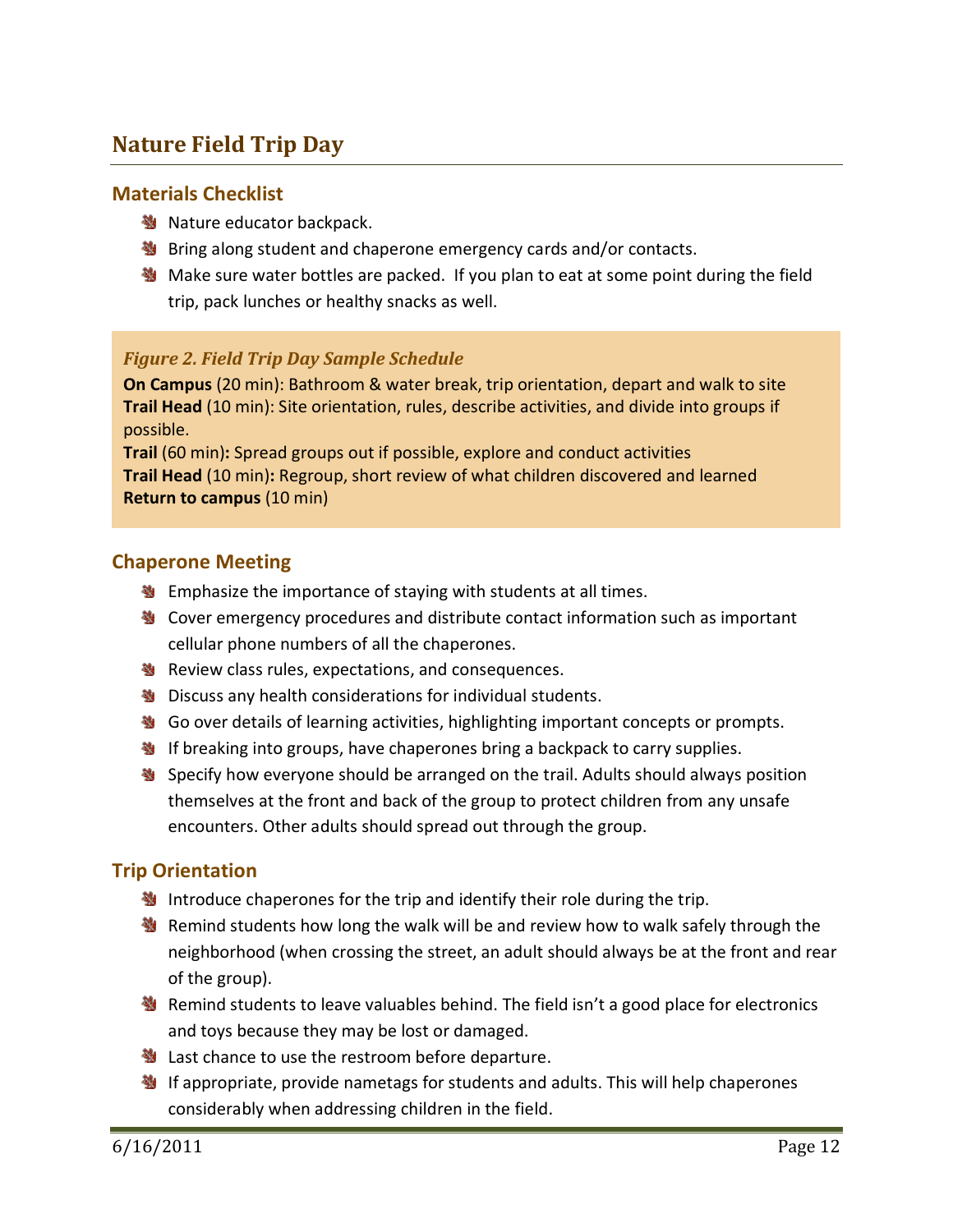## Nature Field Trip Day

### Materials Checklist

- Nature educator backpack.
- Bring along student and chaperone emergency cards and/or contacts.
- Make sure water bottles are packed. If you plan to eat at some point during the field trip, pack lunches or healthy snacks as well.

> ***Figure 2. Field Trip Day Sample Schedule***
>
> **On Campus** (20 min): Bathroom & water break, trip orientation, depart and walk to site
> **Trail Head** (10 min): Site orientation, rules, describe activities, and divide into groups if possible.
> **Trail** (60 min)**:** Spread groups out if possible, explore and conduct activities
> **Trail Head** (10 min)**:** Regroup, short review of what children discovered and learned
> **Return to campus** (10 min)

### Chaperone Meeting

- Emphasize the importance of staying with students at all times.
- Cover emergency procedures and distribute contact information such as important cellular phone numbers of all the chaperones.
- Review class rules, expectations, and consequences.
- Discuss any health considerations for individual students.
- Go over details of learning activities, highlighting important concepts or prompts.
- If breaking into groups, have chaperones bring a backpack to carry supplies.
- Specify how everyone should be arranged on the trail. Adults should always position themselves at the front and back of the group to protect children from any unsafe encounters. Other adults should spread out through the group.

### Trip Orientation

- Introduce chaperones for the trip and identify their role during the trip.
- Remind students how long the walk will be and review how to walk safely through the neighborhood (when crossing the street, an adult should always be at the front and rear of the group).
- Remind students to leave valuables behind. The field isn't a good place for electronics and toys because they may be lost or damaged.
- Last chance to use the restroom before departure.
- If appropriate, provide nametags for students and adults. This will help chaperones considerably when addressing children in the field.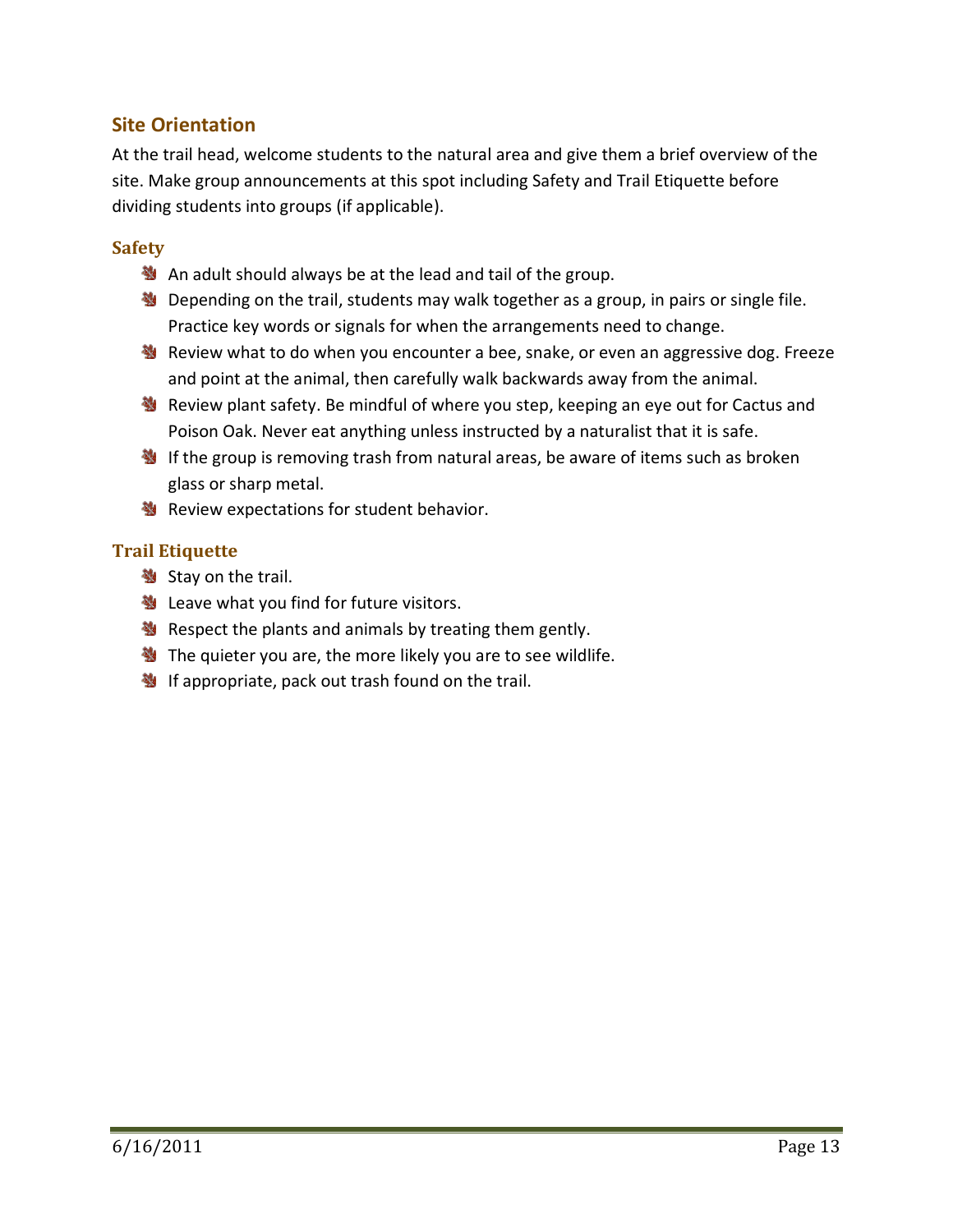## Site Orientation

At the trail head, welcome students to the natural area and give them a brief overview of the site. Make group announcements at this spot including Safety and Trail Etiquette before dividing students into groups (if applicable).

### Safety

- An adult should always be at the lead and tail of the group.
- Depending on the trail, students may walk together as a group, in pairs or single file. Practice key words or signals for when the arrangements need to change.
- Review what to do when you encounter a bee, snake, or even an aggressive dog. Freeze and point at the animal, then carefully walk backwards away from the animal.
- Review plant safety. Be mindful of where you step, keeping an eye out for Cactus and Poison Oak. Never eat anything unless instructed by a naturalist that it is safe.
- If the group is removing trash from natural areas, be aware of items such as broken glass or sharp metal.
- Review expectations for student behavior.

### Trail Etiquette

- Stay on the trail.
- Leave what you find for future visitors.
- Respect the plants and animals by treating them gently.
- The quieter you are, the more likely you are to see wildlife.
- If appropriate, pack out trash found on the trail.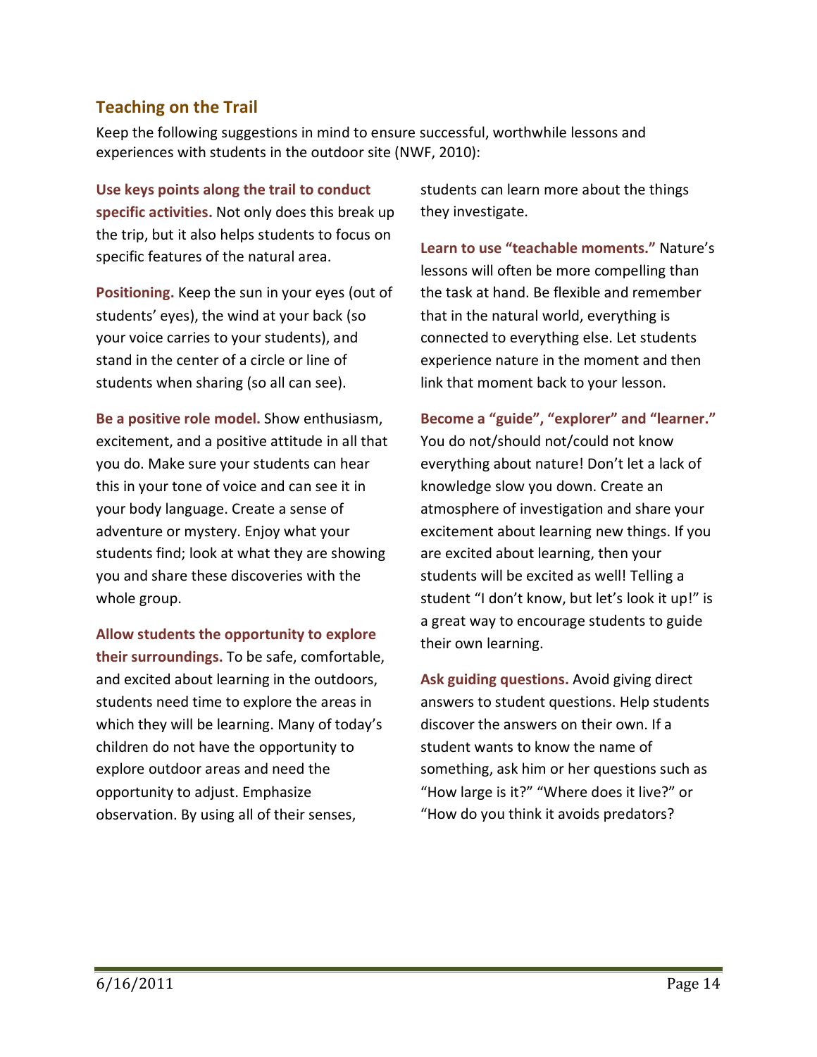## Teaching on the Trail

Keep the following suggestions in mind to ensure successful, worthwhile lessons and experiences with students in the outdoor site (NWF, 2010):

**Use keys points along the trail to conduct specific activities.** Not only does this break up the trip, but it also helps students to focus on specific features of the natural area.

**Positioning.** Keep the sun in your eyes (out of students' eyes), the wind at your back (so your voice carries to your students), and stand in the center of a circle or line of students when sharing (so all can see).

**Be a positive role model.** Show enthusiasm, excitement, and a positive attitude in all that you do. Make sure your students can hear this in your tone of voice and can see it in your body language. Create a sense of adventure or mystery. Enjoy what your students find; look at what they are showing you and share these discoveries with the whole group.

**Allow students the opportunity to explore their surroundings.** To be safe, comfortable, and excited about learning in the outdoors, students need time to explore the areas in which they will be learning. Many of today's children do not have the opportunity to explore outdoor areas and need the opportunity to adjust. Emphasize observation. By using all of their senses, students can learn more about the things they investigate.

**Learn to use "teachable moments."** Nature's lessons will often be more compelling than the task at hand. Be flexible and remember that in the natural world, everything is connected to everything else. Let students experience nature in the moment and then link that moment back to your lesson.

**Become a "guide", "explorer" and "learner."** You do not/should not/could not know everything about nature! Don't let a lack of knowledge slow you down. Create an atmosphere of investigation and share your excitement about learning new things. If you are excited about learning, then your students will be excited as well! Telling a student "I don't know, but let's look it up!" is a great way to encourage students to guide their own learning.

**Ask guiding questions.** Avoid giving direct answers to student questions. Help students discover the answers on their own. If a student wants to know the name of something, ask him or her questions such as "How large is it?" "Where does it live?" or "How do you think it avoids predators?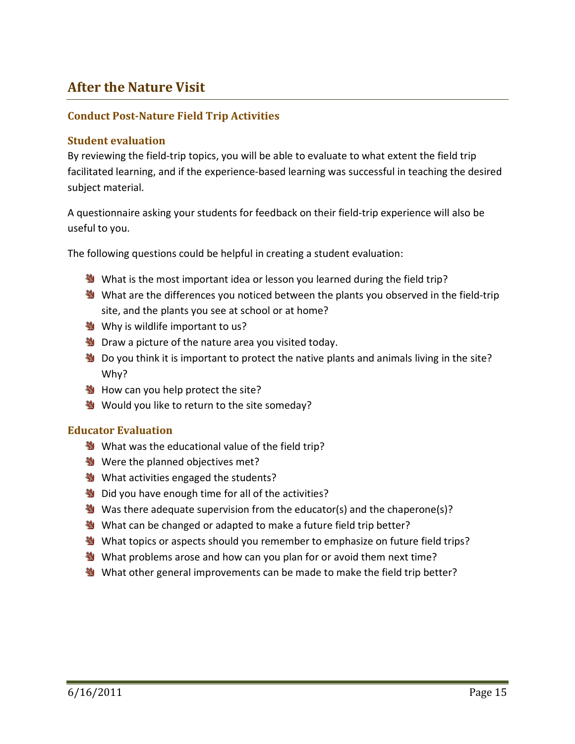# After the Nature Visit

## Conduct Post-Nature Field Trip Activities

### Student evaluation

By reviewing the field-trip topics, you will be able to evaluate to what extent the field trip facilitated learning, and if the experience-based learning was successful in teaching the desired subject material.

A questionnaire asking your students for feedback on their field-trip experience will also be useful to you.

The following questions could be helpful in creating a student evaluation:

- What is the most important idea or lesson you learned during the field trip?
- What are the differences you noticed between the plants you observed in the field-trip site, and the plants you see at school or at home?
- Why is wildlife important to us?
- Draw a picture of the nature area you visited today.
- Do you think it is important to protect the native plants and animals living in the site? Why?
- How can you help protect the site?
- Would you like to return to the site someday?

### Educator Evaluation

- What was the educational value of the field trip?
- Were the planned objectives met?
- What activities engaged the students?
- Did you have enough time for all of the activities?
- Was there adequate supervision from the educator(s) and the chaperone(s)?
- What can be changed or adapted to make a future field trip better?
- What topics or aspects should you remember to emphasize on future field trips?
- What problems arose and how can you plan for or avoid them next time?
- What other general improvements can be made to make the field trip better?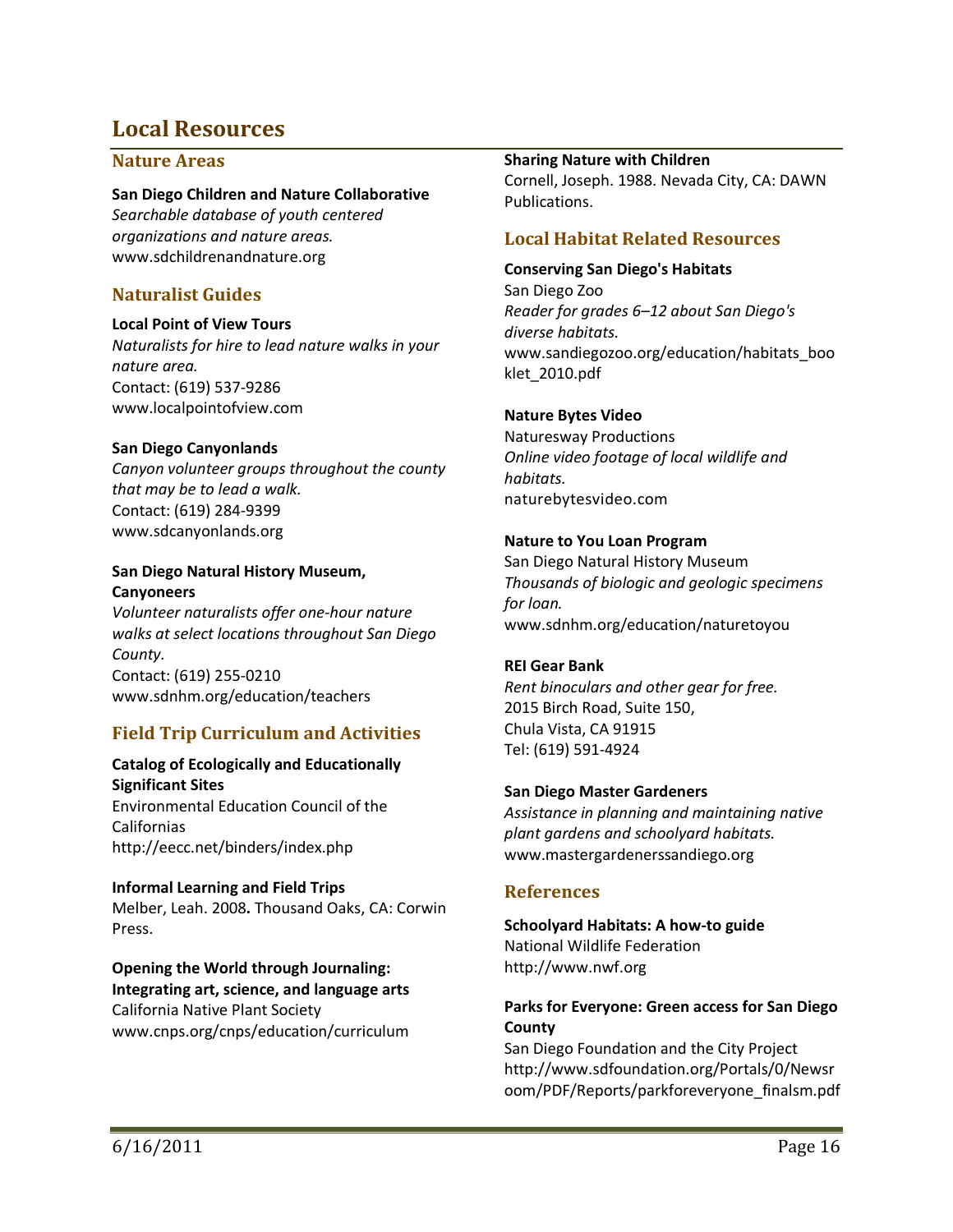# Local Resources

## Nature Areas

**San Diego Children and Nature Collaborative**
*Searchable database of youth centered organizations and nature areas.*
www.sdchildrenandnature.org

## Naturalist Guides

**Local Point of View Tours**
*Naturalists for hire to lead nature walks in your nature area.*
Contact: (619) 537-9286
www.localpointofview.com

**San Diego Canyonlands**
*Canyon volunteer groups throughout the county that may be to lead a walk.*
Contact: (619) 284-9399
www.sdcanyonlands.org

**San Diego Natural History Museum, Canyoneers**
*Volunteer naturalists offer one-hour nature walks at select locations throughout San Diego County.*
Contact: (619) 255-0210
www.sdnhm.org/education/teachers

## Field Trip Curriculum and Activities

**Catalog of Ecologically and Educationally Significant Sites**
Environmental Education Council of the Californias
http://eecc.net/binders/index.php

**Informal Learning and Field Trips**
Melber, Leah. 2008**.** Thousand Oaks, CA: Corwin Press.

**Opening the World through Journaling: Integrating art, science, and language arts**
California Native Plant Society
www.cnps.org/cnps/education/curriculum

**Sharing Nature with Children**
Cornell, Joseph. 1988. Nevada City, CA: DAWN Publications.

## Local Habitat Related Resources

**Conserving San Diego's Habitats**
San Diego Zoo
*Reader for grades 6–12 about San Diego's diverse habitats.*
www.sandiegozoo.org/education/habitats_booklet_2010.pdf

**Nature Bytes Video**
Naturesway Productions
*Online video footage of local wildlife and habitats.*
naturebytesvideo.com

**Nature to You Loan Program**
San Diego Natural History Museum
*Thousands of biologic and geologic specimens for loan.*
www.sdnhm.org/education/naturetoyou

**REI Gear Bank**
*Rent binoculars and other gear for free.*
2015 Birch Road, Suite 150,
Chula Vista, CA 91915
Tel: (619) 591-4924

**San Diego Master Gardeners**
*Assistance in planning and maintaining native plant gardens and schoolyard habitats.*
www.mastergardenerssandiego.org

## References

**Schoolyard Habitats: A how-to guide**
National Wildlife Federation
http://www.nwf.org

**Parks for Everyone: Green access for San Diego County**
San Diego Foundation and the City Project
http://www.sdfoundation.org/Portals/0/Newsroom/PDF/Reports/parkforeveryone_finalsm.pdf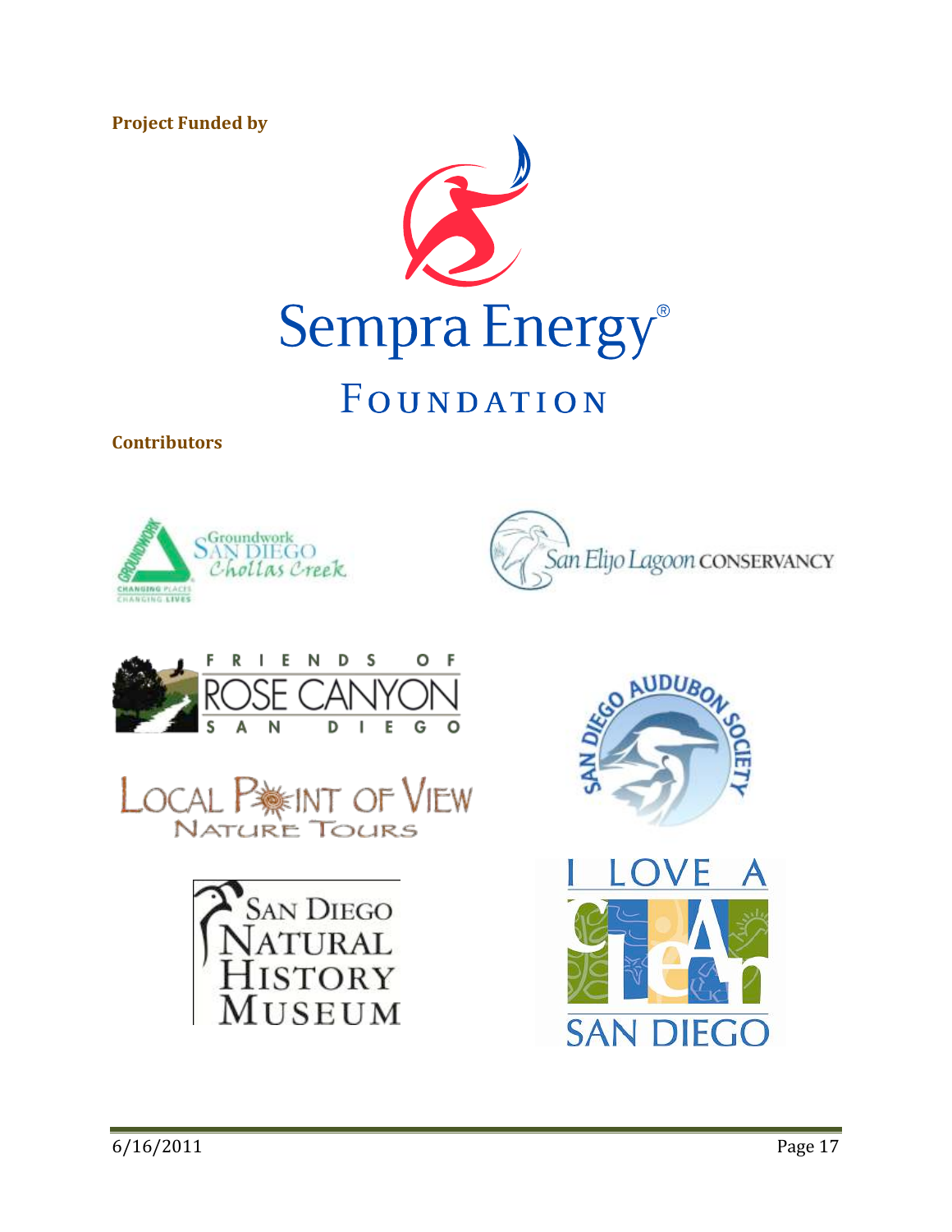**Project Funded by**

Sempra Energy®

FOUNDATION

**Contributors**

Groundwork San Diego Chollas Creek

CHANGING PLACES CHANGING LIVES

San Elijo Lagoon CONSERVANCY

FRIENDS OF ROSE CANYON SAN DIEGO

SAN DIEGO AUDUBON SOCIETY

LOCAL POINT OF VIEW NATURE TOURS

SAN DIEGO NATURAL HISTORY MUSEUM

I LOVE A CLEAN SAN DIEGO